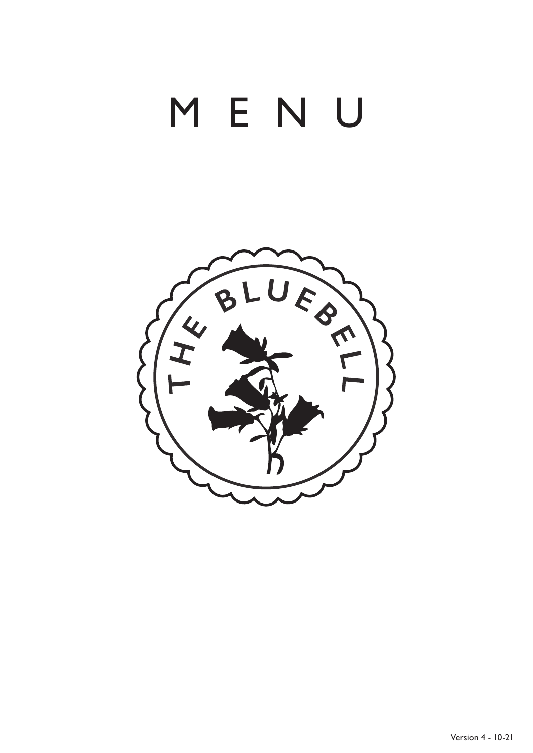# MENU

THE BLUEBELL

Version 4 - 10-21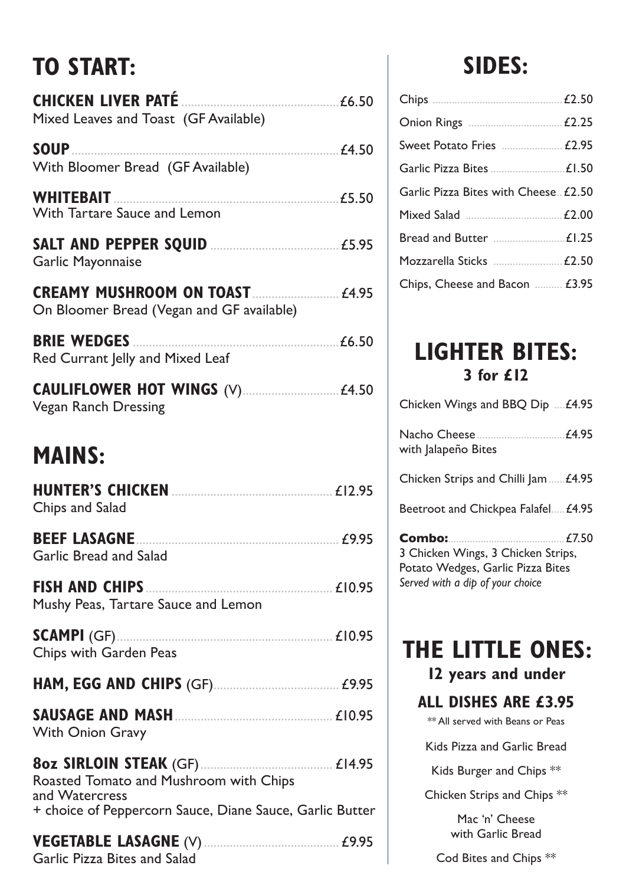## TO START:

**CHICKEN LIVER PATÉ** ........ £6.50
Mixed Leaves and Toast (GF Available)

**SOUP** ........ £4.50
With Bloomer Bread (GF Available)

**WHITEBAIT** ........ £5.50
With Tartare Sauce and Lemon

**SALT AND PEPPER SQUID** ........ £5.95
Garlic Mayonnaise

**CREAMY MUSHROOM ON TOAST** ........ £4.95
On Bloomer Bread (Vegan and GF available)

**BRIE WEDGES** ........ £6.50
Red Currant Jelly and Mixed Leaf

**CAULIFLOWER HOT WINGS** (V) ........ £4.50
Vegan Ranch Dressing

## MAINS:

**HUNTER'S CHICKEN** ........ £12.95
Chips and Salad

**BEEF LASAGNE** ........ £9.95
Garlic Bread and Salad

**FISH AND CHIPS** ........ £10.95
Mushy Peas, Tartare Sauce and Lemon

**SCAMPI** (GF) ........ £10.95
Chips with Garden Peas

**HAM, EGG AND CHIPS** (GF) ........ £9.95

**SAUSAGE AND MASH** ........ £10.95
With Onion Gravy

**8oz SIRLOIN STEAK** (GF) ........ £14.95
Roasted Tomato and Mushroom with Chips and Watercress
+ choice of Peppercorn Sauce, Diane Sauce, Garlic Butter

**VEGETABLE LASAGNE** (V) ........ £9.95
Garlic Pizza Bites and Salad

## SIDES:

Chips ........ £2.50

Onion Rings ........ £2.25

Sweet Potato Fries ........ £2.95

Garlic Pizza Bites ........ £1.50

Garlic Pizza Bites with Cheese ........ £2.50

Mixed Salad ........ £2.00

Bread and Butter ........ £1.25

Mozzarella Sticks ........ £2.50

Chips, Cheese and Bacon ........ £3.95

## LIGHTER BITES:

### 3 for £12

Chicken Wings and BBQ Dip ........ £4.95

Nacho Cheese ........ £4.95
with Jalapeño Bites

Chicken Strips and Chilli Jam ........ £4.95

Beetroot and Chickpea Falafel ........ £4.95

**Combo:** ........ £7.50
3 Chicken Wings, 3 Chicken Strips, Potato Wedges, Garlic Pizza Bites
*Served with a dip of your choice*

## THE LITTLE ONES:

### 12 years and under

### ALL DISHES ARE £3.95

** All served with Beans or Peas

Kids Pizza and Garlic Bread

Kids Burger and Chips **

Chicken Strips and Chips **

Mac 'n' Cheese with Garlic Bread

Cod Bites and Chips **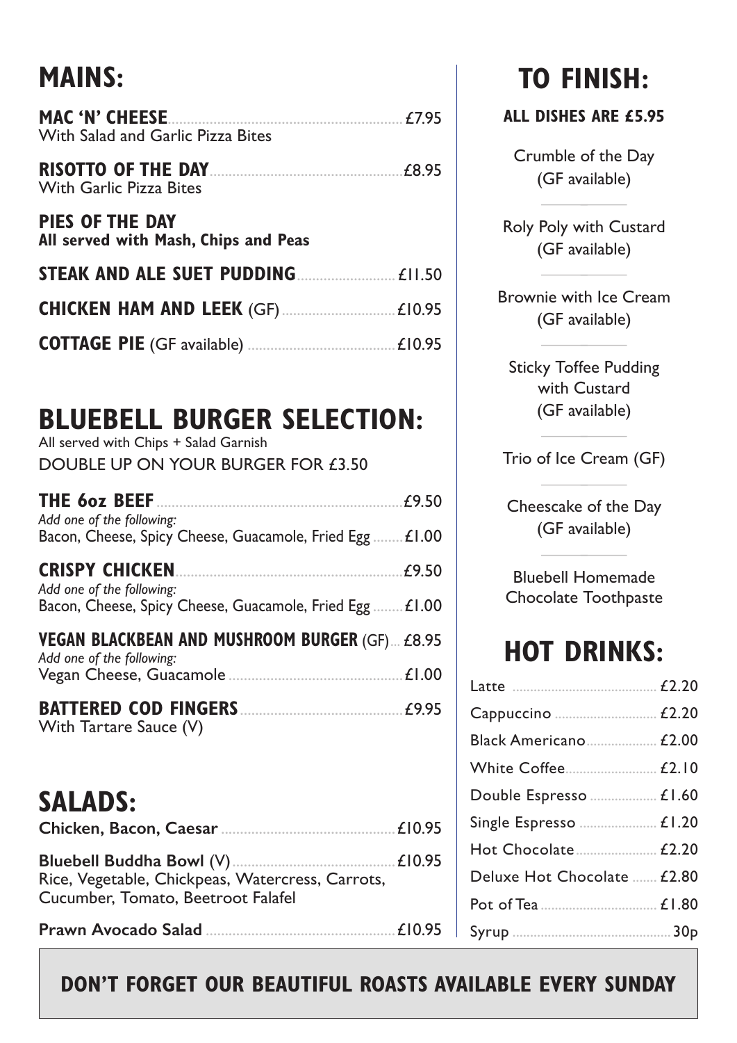## MAINS:

**MAC 'N' CHEESE** ........ £7.95
With Salad and Garlic Pizza Bites

**RISOTTO OF THE DAY** ........ £8.95
With Garlic Pizza Bites

### PIES OF THE DAY
**All served with Mash, Chips and Peas**

**STEAK AND ALE SUET PUDDING** ........ £11.50

**CHICKEN HAM AND LEEK** (GF) ........ £10.95

**COTTAGE PIE** (GF available) ........ £10.95

## BLUEBELL BURGER SELECTION:

All served with Chips + Salad Garnish

DOUBLE UP ON YOUR BURGER FOR £3.50

**THE 6oz BEEF** ........ £9.50
*Add one of the following:*
Bacon, Cheese, Spicy Cheese, Guacamole, Fried Egg ........ £1.00

**CRISPY CHICKEN** ........ £9.50
*Add one of the following:*
Bacon, Cheese, Spicy Cheese, Guacamole, Fried Egg ........ £1.00

**VEGAN BLACKBEAN AND MUSHROOM BURGER** (GF) ... £8.95
*Add one of the following:*
Vegan Cheese, Guacamole ........ £1.00

**BATTERED COD FINGERS** ........ £9.95
With Tartare Sauce (V)

## SALADS:

**Chicken, Bacon, Caesar** ........ £10.95

**Bluebell Buddha Bowl** (V) ........ £10.95
Rice, Vegetable, Chickpeas, Watercress, Carrots, Cucumber, Tomato, Beetroot Falafel

**Prawn Avocado Salad** ........ £10.95

## TO FINISH:

**ALL DISHES ARE £5.95**

Crumble of the Day
(GF available)

Roly Poly with Custard
(GF available)

Brownie with Ice Cream
(GF available)

Sticky Toffee Pudding with Custard
(GF available)

Trio of Ice Cream (GF)

Cheescake of the Day
(GF available)

Bluebell Homemade Chocolate Toothpaste

## HOT DRINKS:

| Item | Price |
|---|---|
| Latte | £2.20 |
| Cappuccino | £2.20 |
| Black Americano | £2.00 |
| White Coffee | £2.10 |
| Double Espresso | £1.60 |
| Single Espresso | £1.20 |
| Hot Chocolate | £2.20 |
| Deluxe Hot Chocolate | £2.80 |
| Pot of Tea | £1.80 |
| Syrup | 30p |

**DON'T FORGET OUR BEAUTIFUL ROASTS AVAILABLE EVERY SUNDAY**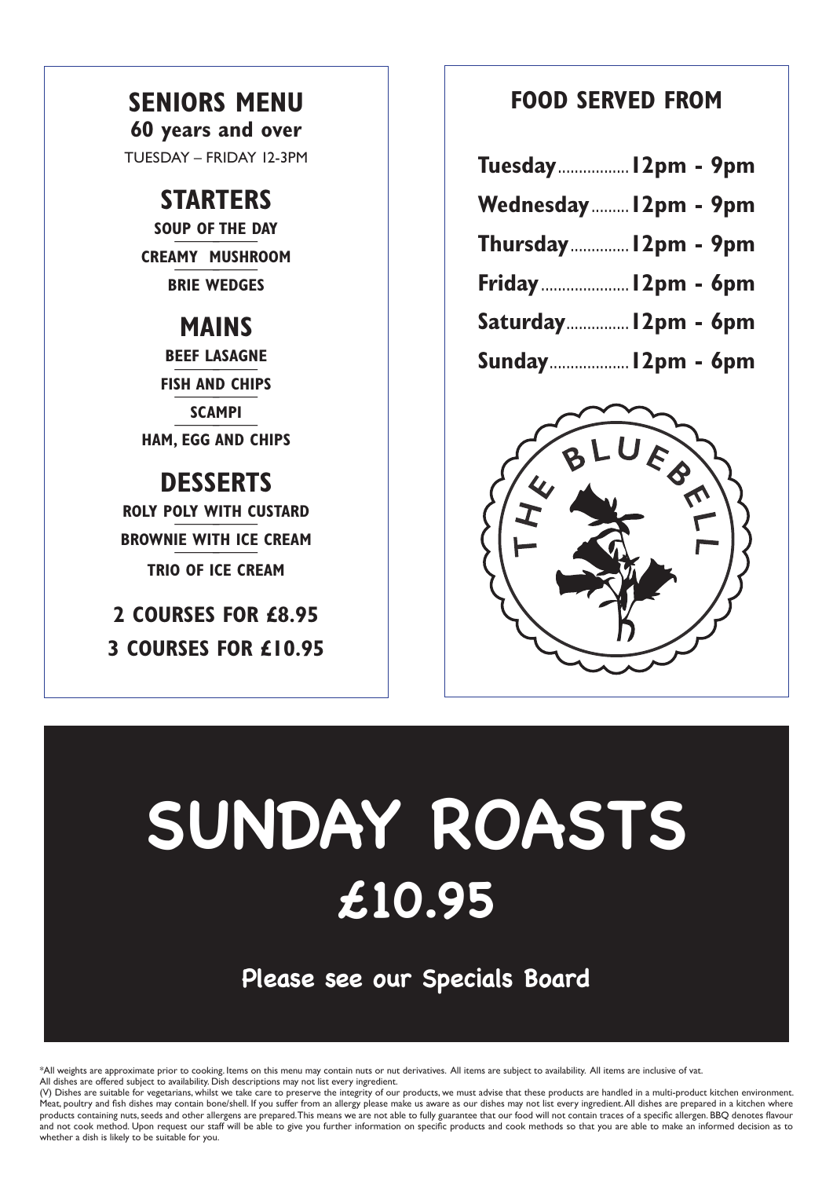## SENIORS MENU

**60 years and over**

TUESDAY – FRIDAY 12-3PM

### STARTERS

SOUP OF THE DAY

CREAMY MUSHROOM

BRIE WEDGES

### MAINS

BEEF LASAGNE

FISH AND CHIPS

SCAMPI

HAM, EGG AND CHIPS

### DESSERTS

ROLY POLY WITH CUSTARD

BROWNIE WITH ICE CREAM

TRIO OF ICE CREAM

**2 COURSES FOR £8.95**

**3 COURSES FOR £10.95**

## FOOD SERVED FROM

**Tuesday** ................. **12pm - 9pm**

**Wednesday** ......... **12pm - 9pm**

**Thursday** .............. **12pm - 9pm**

**Friday** ..................... **12pm - 6pm**

**Saturday** ............... **12pm - 6pm**

**Sunday** ................... **12pm - 6pm**

THE BLUEBELL

# SUNDAY ROASTS

# £10.95

**Please see our Specials Board**

*All weights are approximate prior to cooking. Items on this menu may contain nuts or nut derivatives. All items are subject to availability. All items are inclusive of vat.
All dishes are offered subject to availability. Dish descriptions may not list every ingredient.
(V) Dishes are suitable for vegetarians, whilst we take care to preserve the integrity of our products, we must advise that these products are handled in a multi-product kitchen environment. Meat, poultry and fish dishes may contain bone/shell. If you suffer from an allergy please make us aware as our dishes may not list every ingredient. All dishes are prepared in a kitchen where products containing nuts, seeds and other allergens are prepared. This means we are not able to fully guarantee that our food will not contain traces of a specific allergen. BBQ denotes flavour and not cook method. Upon request our staff will be able to give you further information on specific products and cook methods so that you are able to make an informed decision as to whether a dish is likely to be suitable for you.